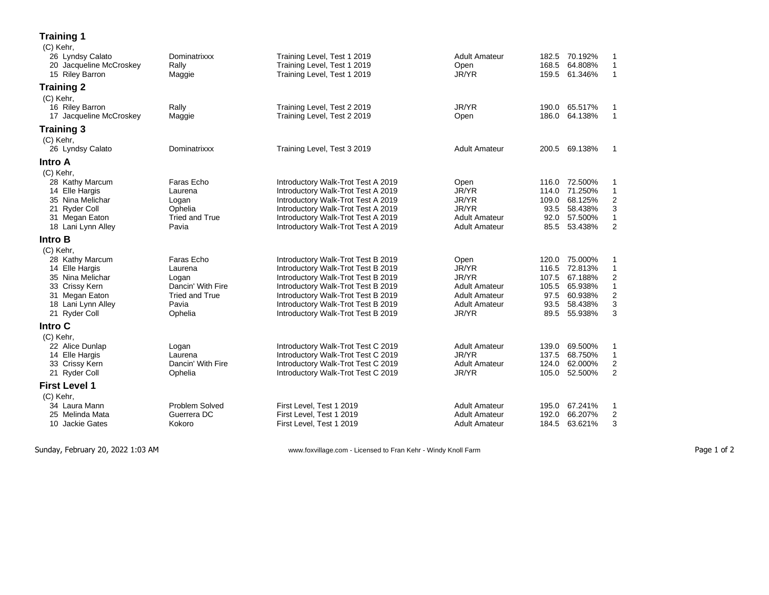## Training 1

(C) Kehr,

| No. | Rider | Horse | Test | Division | Score | Percent | Place |
|---|---|---|---|---|---|---|---|
| 26 | Lyndsy Calato | Dominatrixxx | Training Level, Test 1 2019 | Adult Amateur | 182.5 | 70.192% | 1 |
| 20 | Jacqueline McCroskey | Rally | Training Level, Test 1 2019 | Open | 168.5 | 64.808% | 1 |
| 15 | Riley Barron | Maggie | Training Level, Test 1 2019 | JR/YR | 159.5 | 61.346% | 1 |

## Training 2

(C) Kehr,

| No. | Rider | Horse | Test | Division | Score | Percent | Place |
|---|---|---|---|---|---|---|---|
| 16 | Riley Barron | Rally | Training Level, Test 2 2019 | JR/YR | 190.0 | 65.517% | 1 |
| 17 | Jacqueline McCroskey | Maggie | Training Level, Test 2 2019 | Open | 186.0 | 64.138% | 1 |

## Training 3

(C) Kehr,

| No. | Rider | Horse | Test | Division | Score | Percent | Place |
|---|---|---|---|---|---|---|---|
| 26 | Lyndsy Calato | Dominatrixxx | Training Level, Test 3 2019 | Adult Amateur | 200.5 | 69.138% | 1 |

## Intro A

(C) Kehr,

| No. | Rider | Horse | Test | Division | Score | Percent | Place |
|---|---|---|---|---|---|---|---|
| 28 | Kathy Marcum | Faras Echo | Introductory Walk-Trot Test A 2019 | Open | 116.0 | 72.500% | 1 |
| 14 | Elle Hargis | Laurena | Introductory Walk-Trot Test A 2019 | JR/YR | 114.0 | 71.250% | 1 |
| 35 | Nina Melichar | Logan | Introductory Walk-Trot Test A 2019 | JR/YR | 109.0 | 68.125% | 2 |
| 21 | Ryder Coll | Ophelia | Introductory Walk-Trot Test A 2019 | JR/YR | 93.5 | 58.438% | 3 |
| 31 | Megan Eaton | Tried and True | Introductory Walk-Trot Test A 2019 | Adult Amateur | 92.0 | 57.500% | 1 |
| 18 | Lani Lynn Alley | Pavia | Introductory Walk-Trot Test A 2019 | Adult Amateur | 85.5 | 53.438% | 2 |

## Intro B

(C) Kehr,

| No. | Rider | Horse | Test | Division | Score | Percent | Place |
|---|---|---|---|---|---|---|---|
| 28 | Kathy Marcum | Faras Echo | Introductory Walk-Trot Test B 2019 | Open | 120.0 | 75.000% | 1 |
| 14 | Elle Hargis | Laurena | Introductory Walk-Trot Test B 2019 | JR/YR | 116.5 | 72.813% | 1 |
| 35 | Nina Melichar | Logan | Introductory Walk-Trot Test B 2019 | JR/YR | 107.5 | 67.188% | 2 |
| 33 | Crissy Kern | Dancin' With Fire | Introductory Walk-Trot Test B 2019 | Adult Amateur | 105.5 | 65.938% | 1 |
| 31 | Megan Eaton | Tried and True | Introductory Walk-Trot Test B 2019 | Adult Amateur | 97.5 | 60.938% | 2 |
| 18 | Lani Lynn Alley | Pavia | Introductory Walk-Trot Test B 2019 | Adult Amateur | 93.5 | 58.438% | 3 |
| 21 | Ryder Coll | Ophelia | Introductory Walk-Trot Test B 2019 | JR/YR | 89.5 | 55.938% | 3 |

## Intro C

(C) Kehr,

| No. | Rider | Horse | Test | Division | Score | Percent | Place |
|---|---|---|---|---|---|---|---|
| 22 | Alice Dunlap | Logan | Introductory Walk-Trot Test C 2019 | Adult Amateur | 139.0 | 69.500% | 1 |
| 14 | Elle Hargis | Laurena | Introductory Walk-Trot Test C 2019 | JR/YR | 137.5 | 68.750% | 1 |
| 33 | Crissy Kern | Dancin' With Fire | Introductory Walk-Trot Test C 2019 | Adult Amateur | 124.0 | 62.000% | 2 |
| 21 | Ryder Coll | Ophelia | Introductory Walk-Trot Test C 2019 | JR/YR | 105.0 | 52.500% | 2 |

## First Level 1

(C) Kehr,

| No. | Rider | Horse | Test | Division | Score | Percent | Place |
|---|---|---|---|---|---|---|---|
| 34 | Laura Mann | Problem Solved | First Level, Test 1 2019 | Adult Amateur | 195.0 | 67.241% | 1 |
| 25 | Melinda Mata | Guerrera DC | First Level, Test 1 2019 | Adult Amateur | 192.0 | 66.207% | 2 |
| 10 | Jackie Gates | Kokoro | First Level, Test 1 2019 | Adult Amateur | 184.5 | 63.621% | 3 |

Sunday, February 20, 2022 1:03 AM — www.foxvillage.com - Licensed to Fran Kehr - Windy Knoll Farm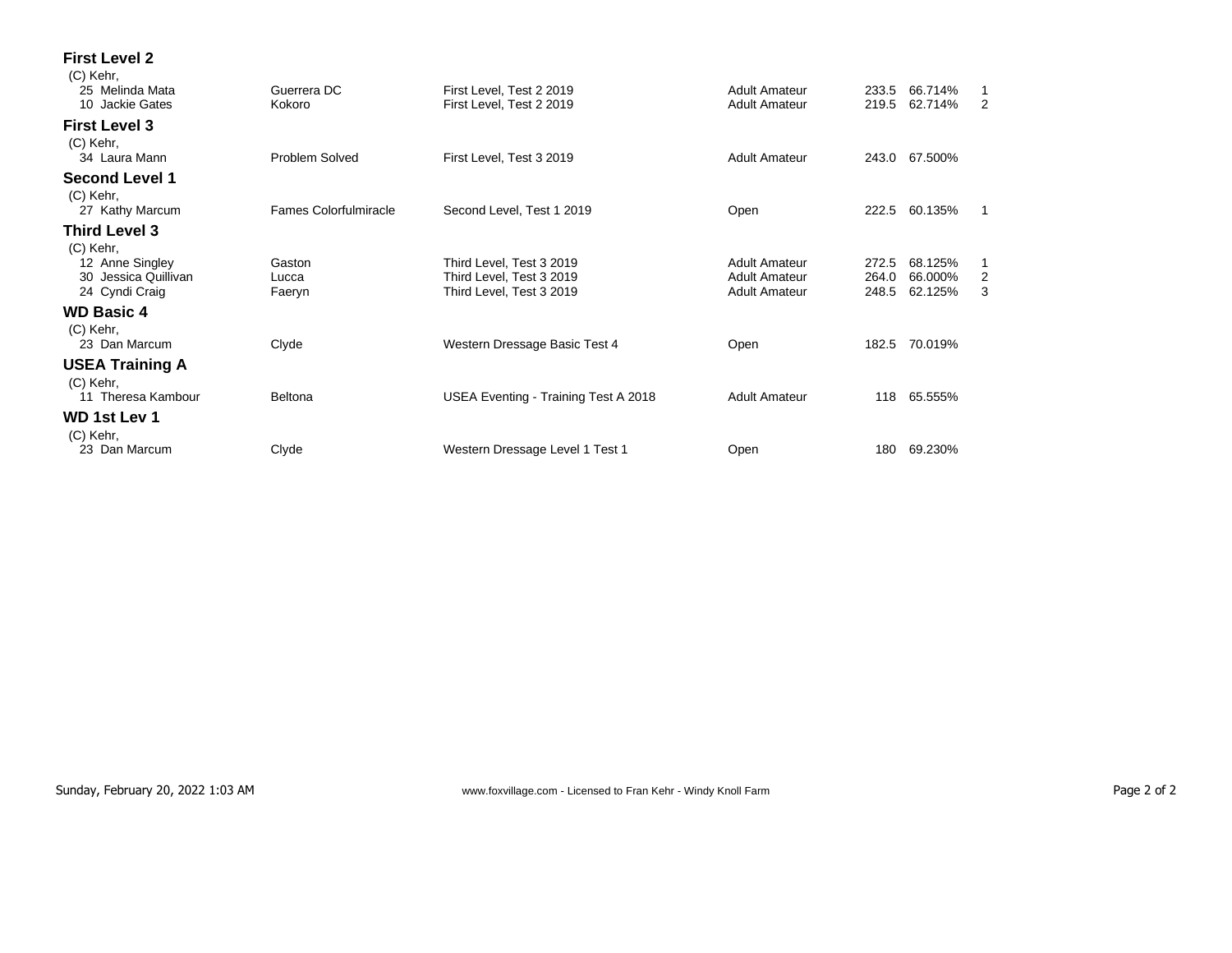### First Level 2

(C) Kehr,

| | | | | | | |
|---|---|---|---|---|---|---|
| 25 Melinda Mata | Guerrera DC | First Level, Test 2 2019 | Adult Amateur | 233.5 | 66.714% | 1 |
| 10 Jackie Gates | Kokoro | First Level, Test 2 2019 | Adult Amateur | 219.5 | 62.714% | 2 |

### First Level 3

(C) Kehr,

| | | | | | | |
|---|---|---|---|---|---|---|
| 34 Laura Mann | Problem Solved | First Level, Test 3 2019 | Adult Amateur | 243.0 | 67.500% | |

### Second Level 1

(C) Kehr,

| | | | | | | |
|---|---|---|---|---|---|---|
| 27 Kathy Marcum | Fames Colorfulmiracle | Second Level, Test 1 2019 | Open | 222.5 | 60.135% | 1 |

### Third Level 3

(C) Kehr,

| | | | | | | |
|---|---|---|---|---|---|---|
| 12 Anne Singley | Gaston | Third Level, Test 3 2019 | Adult Amateur | 272.5 | 68.125% | 1 |
| 30 Jessica Quillivan | Lucca | Third Level, Test 3 2019 | Adult Amateur | 264.0 | 66.000% | 2 |
| 24 Cyndi Craig | Faeryn | Third Level, Test 3 2019 | Adult Amateur | 248.5 | 62.125% | 3 |

### WD Basic 4

(C) Kehr,

| | | | | | | |
|---|---|---|---|---|---|---|
| 23 Dan Marcum | Clyde | Western Dressage Basic Test 4 | Open | 182.5 | 70.019% | |

### USEA Training A

(C) Kehr,

| | | | | | | |
|---|---|---|---|---|---|---|
| 11 Theresa Kambour | Beltona | USEA Eventing - Training Test A 2018 | Adult Amateur | 118 | 65.555% | |

### WD 1st Lev 1

(C) Kehr,

| | | | | | | |
|---|---|---|---|---|---|---|
| 23 Dan Marcum | Clyde | Western Dressage Level 1 Test 1 | Open | 180 | 69.230% | |

Sunday, February 20, 2022 1:03 AM

www.foxvillage.com - Licensed to Fran Kehr - Windy Knoll Farm